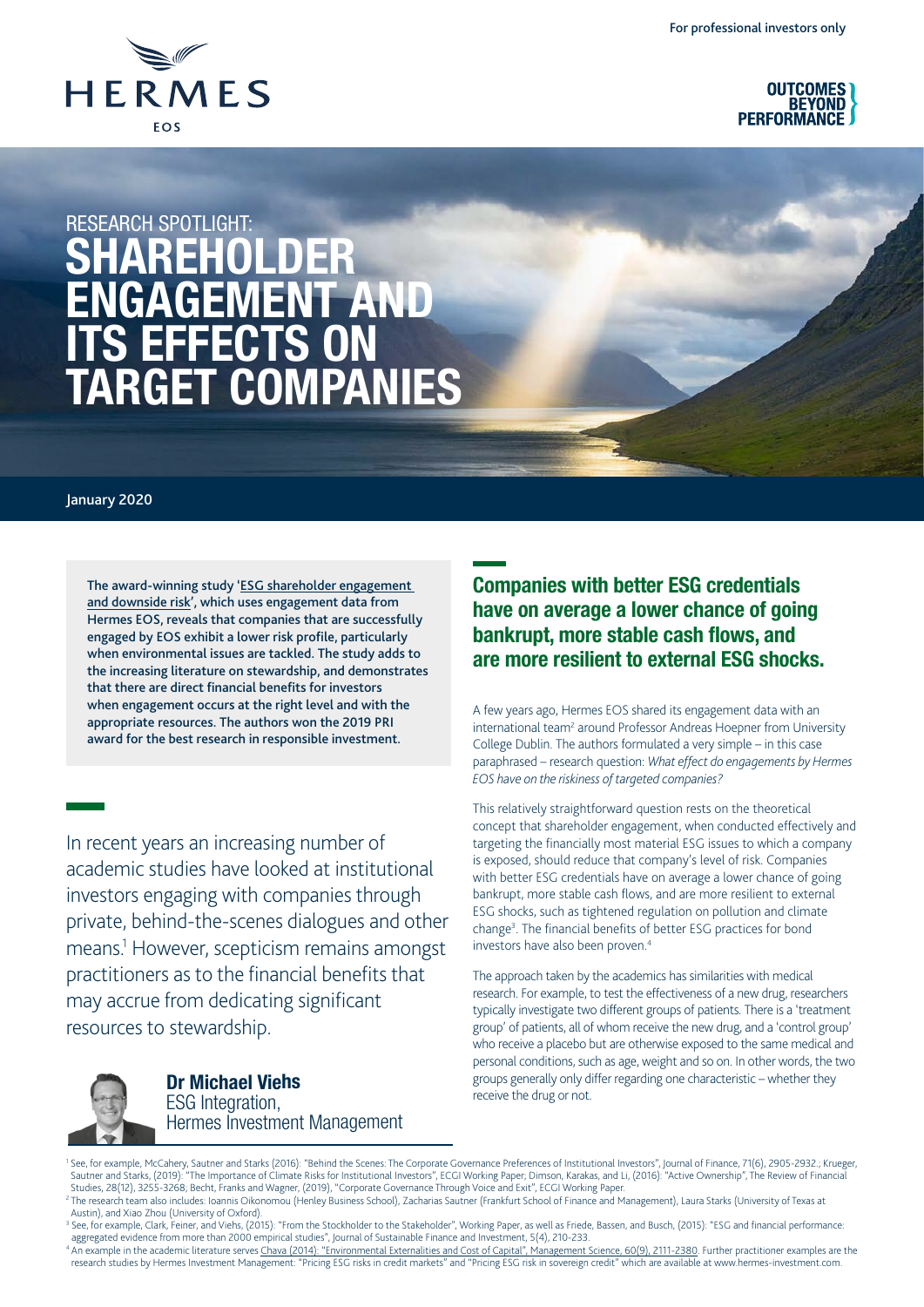For professional investors only

HERMES EOS

OUTCOMES BEYOND PERFORMANCE

# RESEARCH SPOTLIGHT: SHAREHOLDER ENGAGEMENT AND ITS EFFECTS ON TARGET COMPANIES

January 2020

**The award-winning study 'ESG shareholder engagement and downside risk', which uses engagement data from Hermes EOS, reveals that companies that are successfully engaged by EOS exhibit a lower risk profile, particularly when environmental issues are tackled. The study adds to the increasing literature on stewardship, and demonstrates that there are direct financial benefits for investors when engagement occurs at the right level and with the appropriate resources. The authors won the 2019 PRI award for the best research in responsible investment.**

In recent years an increasing number of academic studies have looked at institutional investors engaging with companies through private, behind-the-scenes dialogues and other means.[1] However, scepticism remains amongst practitioners as to the financial benefits that may accrue from dedicating significant resources to stewardship.

**Dr Michael Viehs**
ESG Integration,
Hermes Investment Management

## Companies with better ESG credentials have on average a lower chance of going bankrupt, more stable cash flows, and are more resilient to external ESG shocks.

A few years ago, Hermes EOS shared its engagement data with an international team[2] around Professor Andreas Hoepner from University College Dublin. The authors formulated a very simple – in this case paraphrased – research question: *What effect do engagements by Hermes EOS have on the riskiness of targeted companies?*

This relatively straightforward question rests on the theoretical concept that shareholder engagement, when conducted effectively and targeting the financially most material ESG issues to which a company is exposed, should reduce that company's level of risk. Companies with better ESG credentials have on average a lower chance of going bankrupt, more stable cash flows, and are more resilient to external ESG shocks, such as tightened regulation on pollution and climate change[3]. The financial benefits of better ESG practices for bond investors have also been proven.[4]

The approach taken by the academics has similarities with medical research. For example, to test the effectiveness of a new drug, researchers typically investigate two different groups of patients. There is a 'treatment group' of patients, all of whom receive the new drug, and a 'control group' who receive a placebo but are otherwise exposed to the same medical and personal conditions, such as age, weight and so on. In other words, the two groups generally only differ regarding one characteristic – whether they receive the drug or not.

---

[1] See, for example, McCahery, Sautner and Starks (2016): "Behind the Scenes: The Corporate Governance Preferences of Institutional Investors", Journal of Finance, 71(6), 2905-2932.; Krueger, Sautner and Starks, (2019): "The Importance of Climate Risks for Institutional Investors", ECGI Working Paper; Dimson, Karakas, and Li, (2016): "Active Ownership", The Review of Financial Studies, 28(12), 3255-3268; Becht, Franks and Wagner, (2019), "Corporate Governance Through Voice and Exit", ECGI Working Paper.

[2] The research team also includes: Ioannis Oikonomou (Henley Business School), Zacharias Sautner (Frankfurt School of Finance and Management), Laura Starks (University of Texas at Austin), and Xiao Zhou (University of Oxford).

[3] See, for example, Clark, Feiner, and Viehs, (2015): "From the Stockholder to the Stakeholder", Working Paper, as well as Friede, Bassen, and Busch, (2015): "ESG and financial performance: aggregated evidence from more than 2000 empirical studies", Journal of Sustainable Finance and Investment, 5(4), 210-233.

[4] An example in the academic literature serves Chava (2014): "Environmental Externalities and Cost of Capital", Management Science, 60(9), 2111-2380. Further practitioner examples are the research studies by Hermes Investment Management: "Pricing ESG risks in credit markets" and "Pricing ESG risk in sovereign credit" which are available at www.hermes-investment.com.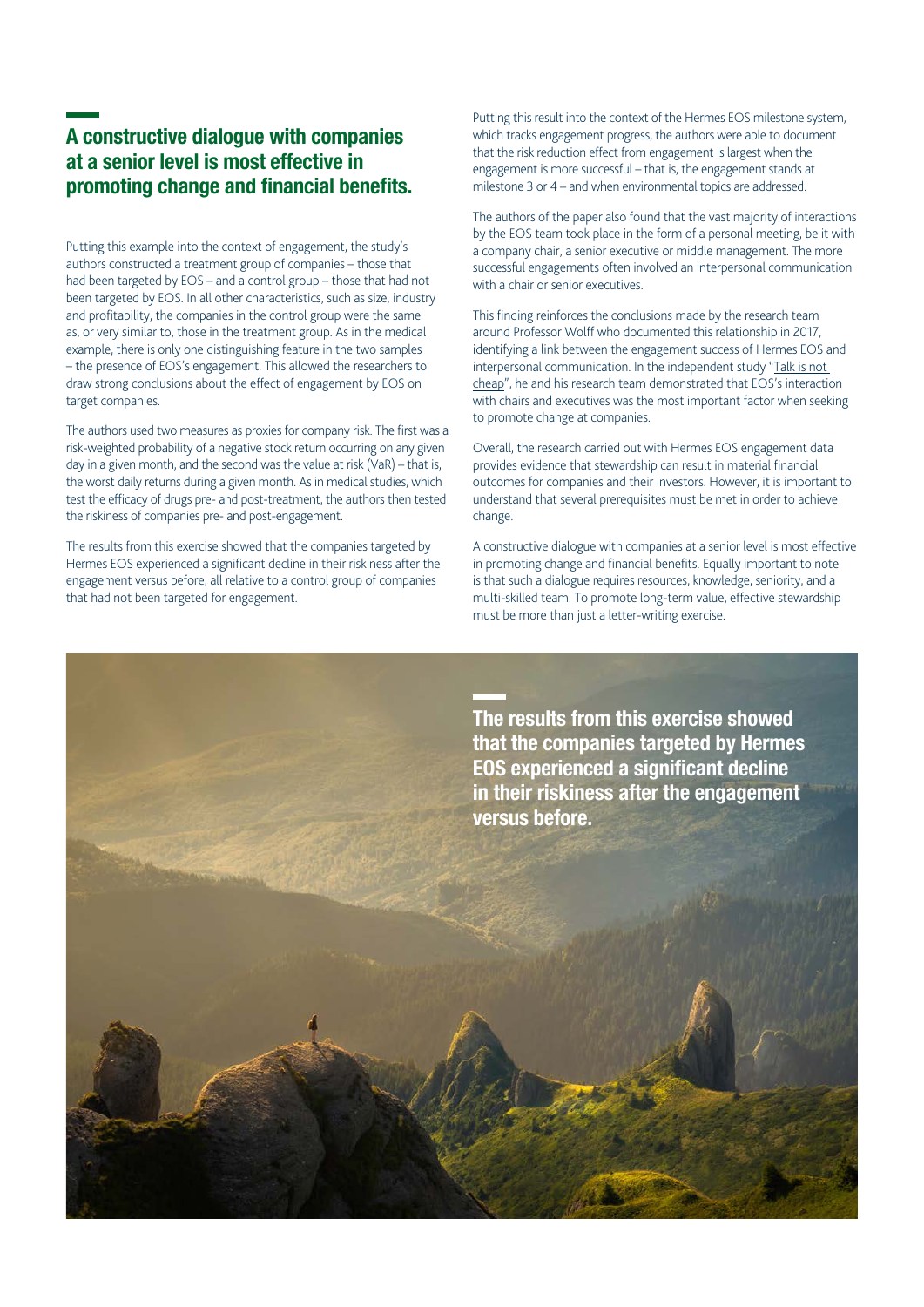## A constructive dialogue with companies at a senior level is most effective in promoting change and financial benefits.

Putting this example into the context of engagement, the study's authors constructed a treatment group of companies – those that had been targeted by EOS – and a control group – those that had not been targeted by EOS. In all other characteristics, such as size, industry and profitability, the companies in the control group were the same as, or very similar to, those in the treatment group. As in the medical example, there is only one distinguishing feature in the two samples – the presence of EOS's engagement. This allowed the researchers to draw strong conclusions about the effect of engagement by EOS on target companies.

The authors used two measures as proxies for company risk. The first was a risk-weighted probability of a negative stock return occurring on any given day in a given month, and the second was the value at risk (VaR) – that is, the worst daily returns during a given month. As in medical studies, which test the efficacy of drugs pre- and post-treatment, the authors then tested the riskiness of companies pre- and post-engagement.

The results from this exercise showed that the companies targeted by Hermes EOS experienced a significant decline in their riskiness after the engagement versus before, all relative to a control group of companies that had not been targeted for engagement.

Putting this result into the context of the Hermes EOS milestone system, which tracks engagement progress, the authors were able to document that the risk reduction effect from engagement is largest when the engagement is more successful – that is, the engagement stands at milestone 3 or 4 – and when environmental topics are addressed.

The authors of the paper also found that the vast majority of interactions by the EOS team took place in the form of a personal meeting, be it with a company chair, a senior executive or middle management. The more successful engagements often involved an interpersonal communication with a chair or senior executives.

This finding reinforces the conclusions made by the research team around Professor Wolff who documented this relationship in 2017, identifying a link between the engagement success of Hermes EOS and interpersonal communication. In the independent study "Talk is not cheap", he and his research team demonstrated that EOS's interaction with chairs and executives was the most important factor when seeking to promote change at companies.

Overall, the research carried out with Hermes EOS engagement data provides evidence that stewardship can result in material financial outcomes for companies and their investors. However, it is important to understand that several prerequisites must be met in order to achieve change.

A constructive dialogue with companies at a senior level is most effective in promoting change and financial benefits. Equally important to note is that such a dialogue requires resources, knowledge, seniority, and a multi-skilled team. To promote long-term value, effective stewardship must be more than just a letter-writing exercise.

**The results from this exercise showed that the companies targeted by Hermes EOS experienced a significant decline in their riskiness after the engagement versus before.**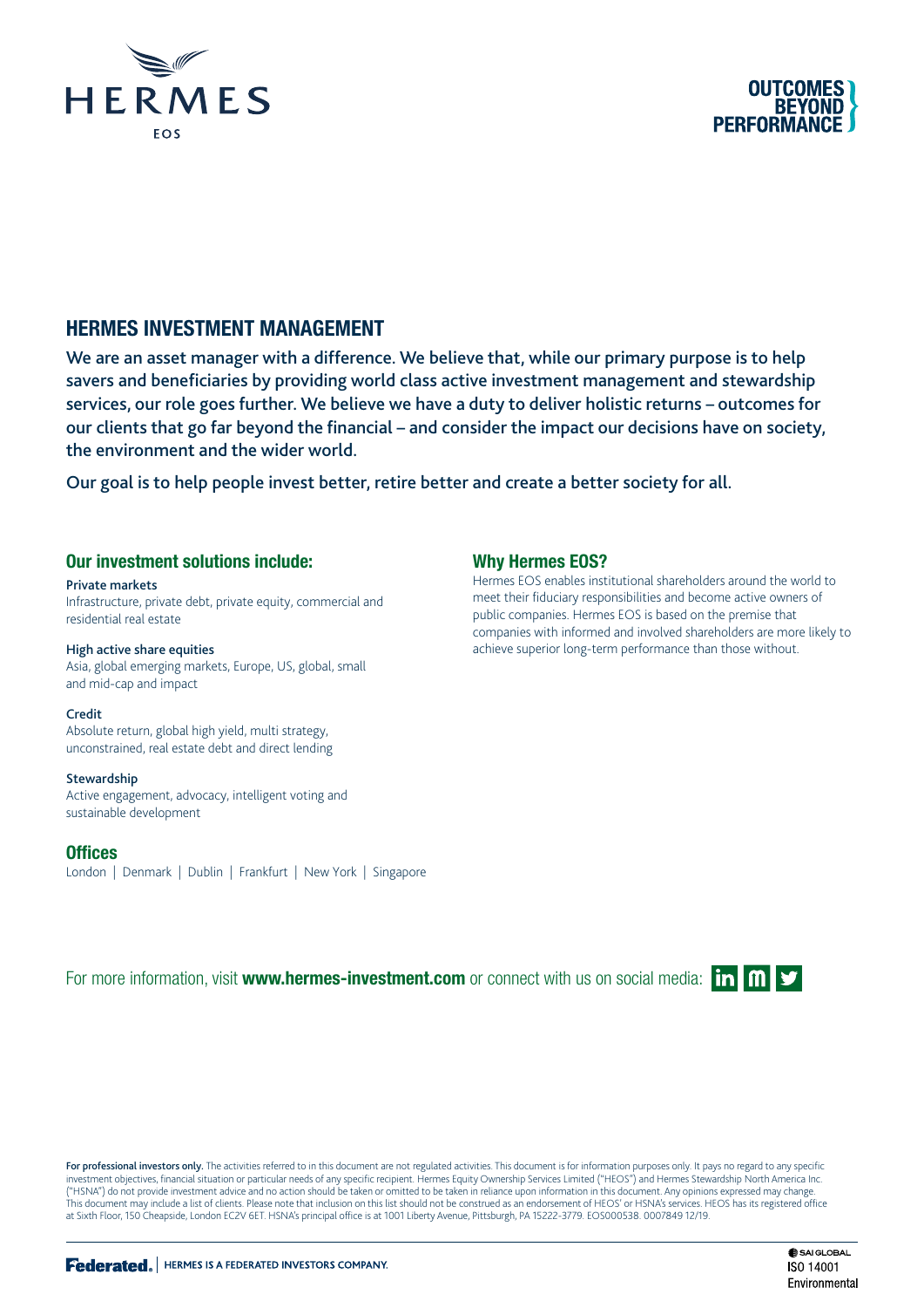HERMES

EOS

OUTCOMES BEYOND PERFORMANCE

## HERMES INVESTMENT MANAGEMENT

We are an asset manager with a difference. We believe that, while our primary purpose is to help savers and beneficiaries by providing world class active investment management and stewardship services, our role goes further. We believe we have a duty to deliver holistic returns – outcomes for our clients that go far beyond the financial – and consider the impact our decisions have on society, the environment and the wider world.

Our goal is to help people invest better, retire better and create a better society for all.

### Our investment solutions include:

**Private markets**
Infrastructure, private debt, private equity, commercial and residential real estate

**High active share equities**
Asia, global emerging markets, Europe, US, global, small and mid-cap and impact

**Credit**
Absolute return, global high yield, multi strategy, unconstrained, real estate debt and direct lending

**Stewardship**
Active engagement, advocacy, intelligent voting and sustainable development

### Offices

London | Denmark | Dublin | Frankfurt | New York | Singapore

### Why Hermes EOS?

Hermes EOS enables institutional shareholders around the world to meet their fiduciary responsibilities and become active owners of public companies. Hermes EOS is based on the premise that companies with informed and involved shareholders are more likely to achieve superior long-term performance than those without.

For more information, visit **www.hermes-investment.com** or connect with us on social media:

**For professional investors only.** The activities referred to in this document are not regulated activities. This document is for information purposes only. It pays no regard to any specific investment objectives, financial situation or particular needs of any specific recipient. Hermes Equity Ownership Services Limited ("HEOS") and Hermes Stewardship North America Inc. ("HSNA") do not provide investment advice and no action should be taken or omitted to be taken in reliance upon information in this document. Any opinions expressed may change. This document may include a list of clients. Please note that inclusion on this list should not be construed as an endorsement of HEOS' or HSNA's services. HEOS has its registered office at Sixth Floor, 150 Cheapside, London EC2V 6ET. HSNA's principal office is at 1001 Liberty Avenue, Pittsburgh, PA 15222-3779. EOS000538. 0007849 12/19.

Federated. | HERMES IS A FEDERATED INVESTORS COMPANY.

SAI GLOBAL
ISO 14001
Environmental